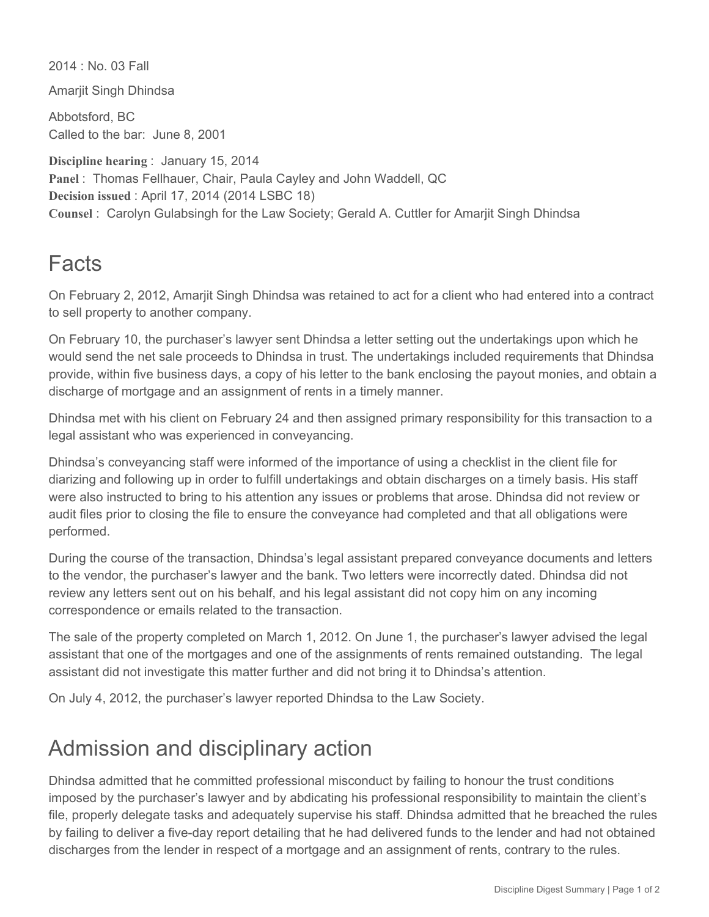2014 : No. 03 Fall

Amarjit Singh Dhindsa

Abbotsford, BC
Called to the bar: June 8, 2001

**Discipline hearing** : January 15, 2014
**Panel** : Thomas Fellhauer, Chair, Paula Cayley and John Waddell, QC
**Decision issued** : April 17, 2014 (2014 LSBC 18)
**Counsel** : Carolyn Gulabsingh for the Law Society; Gerald A. Cuttler for Amarjit Singh Dhindsa

# Facts

On February 2, 2012, Amarjit Singh Dhindsa was retained to act for a client who had entered into a contract to sell property to another company.

On February 10, the purchaser's lawyer sent Dhindsa a letter setting out the undertakings upon which he would send the net sale proceeds to Dhindsa in trust. The undertakings included requirements that Dhindsa provide, within five business days, a copy of his letter to the bank enclosing the payout monies, and obtain a discharge of mortgage and an assignment of rents in a timely manner.

Dhindsa met with his client on February 24 and then assigned primary responsibility for this transaction to a legal assistant who was experienced in conveyancing.

Dhindsa's conveyancing staff were informed of the importance of using a checklist in the client file for diarizing and following up in order to fulfill undertakings and obtain discharges on a timely basis. His staff were also instructed to bring to his attention any issues or problems that arose. Dhindsa did not review or audit files prior to closing the file to ensure the conveyance had completed and that all obligations were performed.

During the course of the transaction, Dhindsa's legal assistant prepared conveyance documents and letters to the vendor, the purchaser's lawyer and the bank. Two letters were incorrectly dated. Dhindsa did not review any letters sent out on his behalf, and his legal assistant did not copy him on any incoming correspondence or emails related to the transaction.

The sale of the property completed on March 1, 2012. On June 1, the purchaser's lawyer advised the legal assistant that one of the mortgages and one of the assignments of rents remained outstanding. The legal assistant did not investigate this matter further and did not bring it to Dhindsa's attention.

On July 4, 2012, the purchaser's lawyer reported Dhindsa to the Law Society.

# Admission and disciplinary action

Dhindsa admitted that he committed professional misconduct by failing to honour the trust conditions imposed by the purchaser's lawyer and by abdicating his professional responsibility to maintain the client's file, properly delegate tasks and adequately supervise his staff. Dhindsa admitted that he breached the rules by failing to deliver a five-day report detailing that he had delivered funds to the lender and had not obtained discharges from the lender in respect of a mortgage and an assignment of rents, contrary to the rules.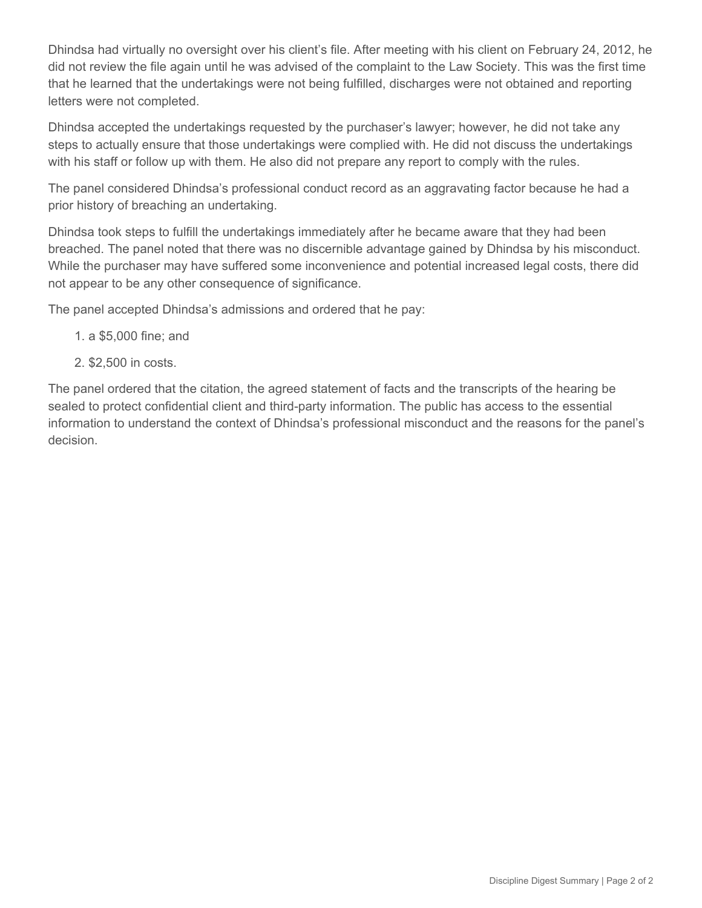Dhindsa had virtually no oversight over his client's file. After meeting with his client on February 24, 2012, he did not review the file again until he was advised of the complaint to the Law Society. This was the first time that he learned that the undertakings were not being fulfilled, discharges were not obtained and reporting letters were not completed.

Dhindsa accepted the undertakings requested by the purchaser's lawyer; however, he did not take any steps to actually ensure that those undertakings were complied with. He did not discuss the undertakings with his staff or follow up with them. He also did not prepare any report to comply with the rules.

The panel considered Dhindsa's professional conduct record as an aggravating factor because he had a prior history of breaching an undertaking.

Dhindsa took steps to fulfill the undertakings immediately after he became aware that they had been breached. The panel noted that there was no discernible advantage gained by Dhindsa by his misconduct. While the purchaser may have suffered some inconvenience and potential increased legal costs, there did not appear to be any other consequence of significance.

The panel accepted Dhindsa's admissions and ordered that he pay:

1. a $5,000 fine; and
2. $2,500 in costs.

The panel ordered that the citation, the agreed statement of facts and the transcripts of the hearing be sealed to protect confidential client and third-party information. The public has access to the essential information to understand the context of Dhindsa's professional misconduct and the reasons for the panel's decision.